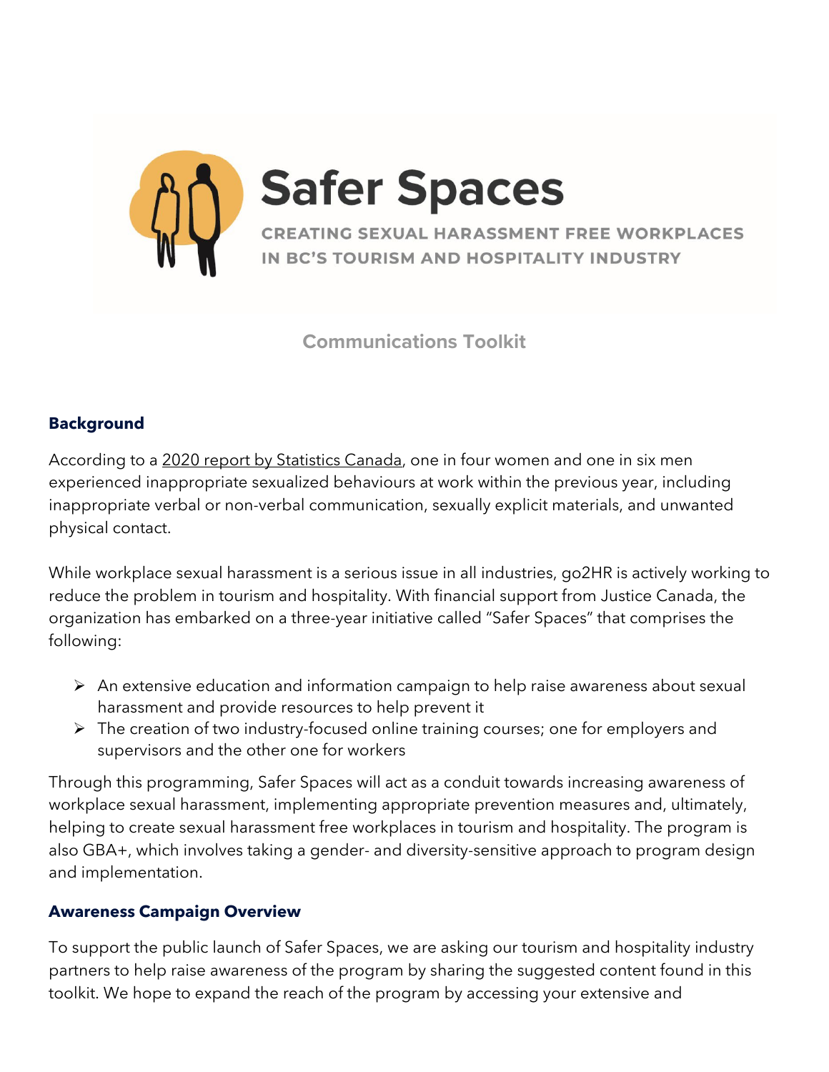# Safer Spaces

CREATING SEXUAL HARASSMENT FREE WORKPLACES IN BC'S TOURISM AND HOSPITALITY INDUSTRY

## Communications Toolkit

### Background

According to a 2020 report by Statistics Canada, one in four women and one in six men experienced inappropriate sexualized behaviours at work within the previous year, including inappropriate verbal or non-verbal communication, sexually explicit materials, and unwanted physical contact.

While workplace sexual harassment is a serious issue in all industries, go2HR is actively working to reduce the problem in tourism and hospitality. With financial support from Justice Canada, the organization has embarked on a three-year initiative called "Safer Spaces" that comprises the following:

- An extensive education and information campaign to help raise awareness about sexual harassment and provide resources to help prevent it
- The creation of two industry-focused online training courses; one for employers and supervisors and the other one for workers

Through this programming, Safer Spaces will act as a conduit towards increasing awareness of workplace sexual harassment, implementing appropriate prevention measures and, ultimately, helping to create sexual harassment free workplaces in tourism and hospitality. The program is also GBA+, which involves taking a gender- and diversity-sensitive approach to program design and implementation.

### Awareness Campaign Overview

To support the public launch of Safer Spaces, we are asking our tourism and hospitality industry partners to help raise awareness of the program by sharing the suggested content found in this toolkit. We hope to expand the reach of the program by accessing your extensive and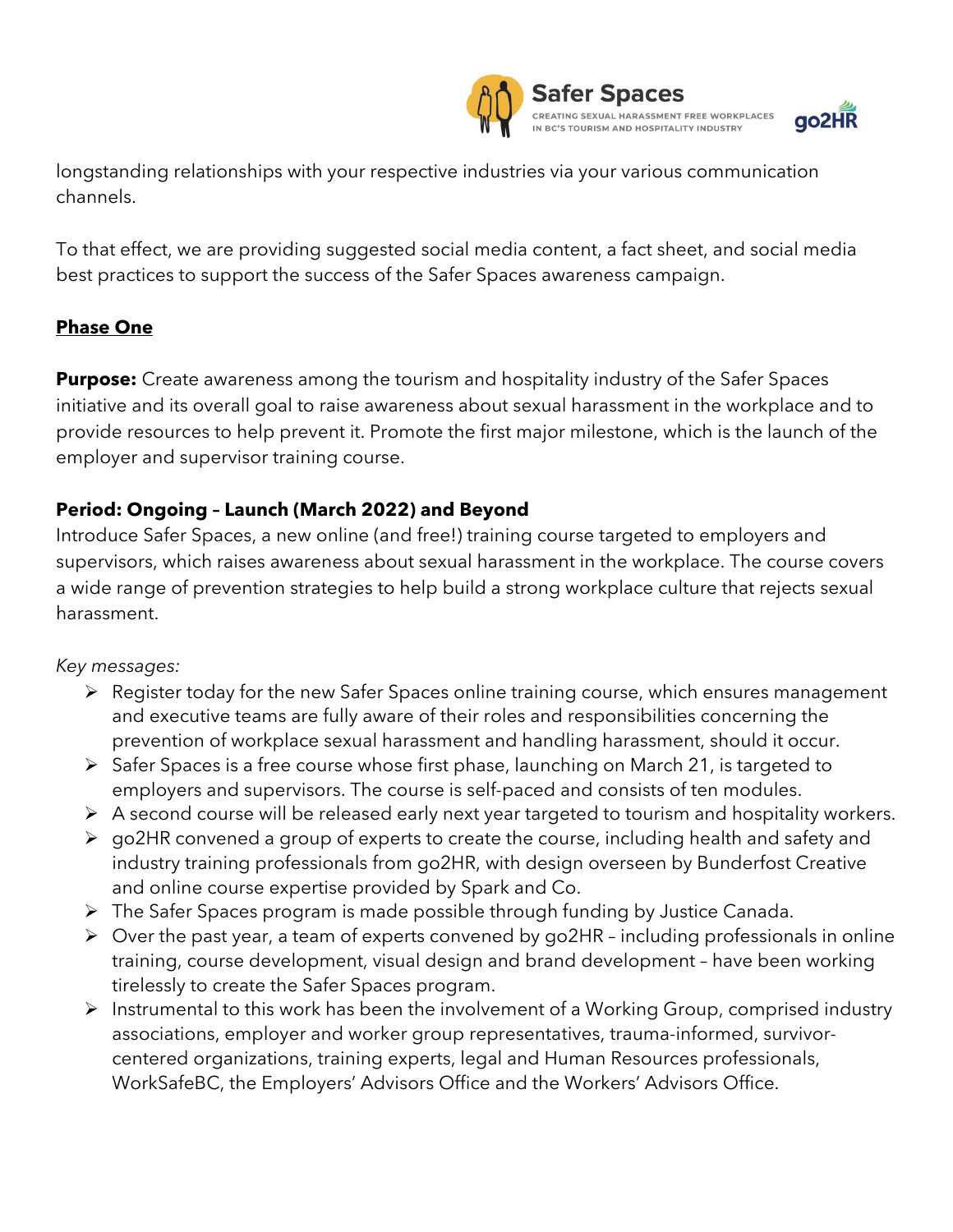longstanding relationships with your respective industries via your various communication channels.

To that effect, we are providing suggested social media content, a fact sheet, and social media best practices to support the success of the Safer Spaces awareness campaign.

## Phase One

**Purpose:** Create awareness among the tourism and hospitality industry of the Safer Spaces initiative and its overall goal to raise awareness about sexual harassment in the workplace and to provide resources to help prevent it. Promote the first major milestone, which is the launch of the employer and supervisor training course.

### Period: Ongoing – Launch (March 2022) and Beyond

Introduce Safer Spaces, a new online (and free!) training course targeted to employers and supervisors, which raises awareness about sexual harassment in the workplace. The course covers a wide range of prevention strategies to help build a strong workplace culture that rejects sexual harassment.

*Key messages:*

- Register today for the new Safer Spaces online training course, which ensures management and executive teams are fully aware of their roles and responsibilities concerning the prevention of workplace sexual harassment and handling harassment, should it occur.
- Safer Spaces is a free course whose first phase, launching on March 21, is targeted to employers and supervisors. The course is self-paced and consists of ten modules.
- A second course will be released early next year targeted to tourism and hospitality workers.
- go2HR convened a group of experts to create the course, including health and safety and industry training professionals from go2HR, with design overseen by Bunderfost Creative and online course expertise provided by Spark and Co.
- The Safer Spaces program is made possible through funding by Justice Canada.
- Over the past year, a team of experts convened by go2HR – including professionals in online training, course development, visual design and brand development – have been working tirelessly to create the Safer Spaces program.
- Instrumental to this work has been the involvement of a Working Group, comprised industry associations, employer and worker group representatives, trauma-informed, survivor-centered organizations, training experts, legal and Human Resources professionals, WorkSafeBC, the Employers' Advisors Office and the Workers' Advisors Office.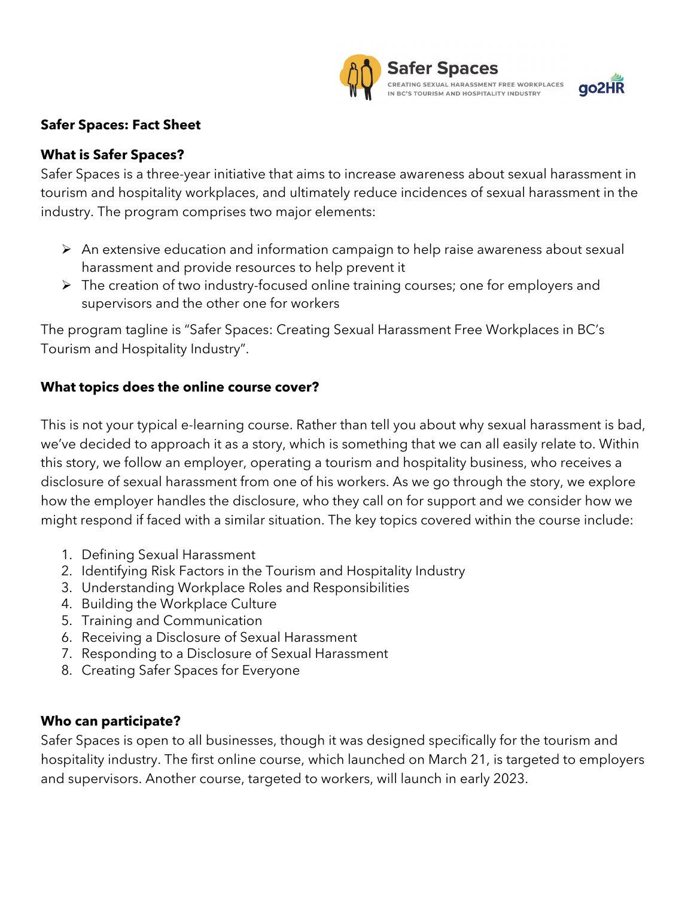**Safer Spaces: Fact Sheet**

**What is Safer Spaces?**

Safer Spaces is a three-year initiative that aims to increase awareness about sexual harassment in tourism and hospitality workplaces, and ultimately reduce incidences of sexual harassment in the industry. The program comprises two major elements:

- An extensive education and information campaign to help raise awareness about sexual harassment and provide resources to help prevent it
- The creation of two industry-focused online training courses; one for employers and supervisors and the other one for workers

The program tagline is "Safer Spaces: Creating Sexual Harassment Free Workplaces in BC's Tourism and Hospitality Industry".

**What topics does the online course cover?**

This is not your typical e-learning course. Rather than tell you about why sexual harassment is bad, we've decided to approach it as a story, which is something that we can all easily relate to. Within this story, we follow an employer, operating a tourism and hospitality business, who receives a disclosure of sexual harassment from one of his workers. As we go through the story, we explore how the employer handles the disclosure, who they call on for support and we consider how we might respond if faced with a similar situation. The key topics covered within the course include:

1. Defining Sexual Harassment
2. Identifying Risk Factors in the Tourism and Hospitality Industry
3. Understanding Workplace Roles and Responsibilities
4. Building the Workplace Culture
5. Training and Communication
6. Receiving a Disclosure of Sexual Harassment
7. Responding to a Disclosure of Sexual Harassment
8. Creating Safer Spaces for Everyone

**Who can participate?**

Safer Spaces is open to all businesses, though it was designed specifically for the tourism and hospitality industry. The first online course, which launched on March 21, is targeted to employers and supervisors. Another course, targeted to workers, will launch in early 2023.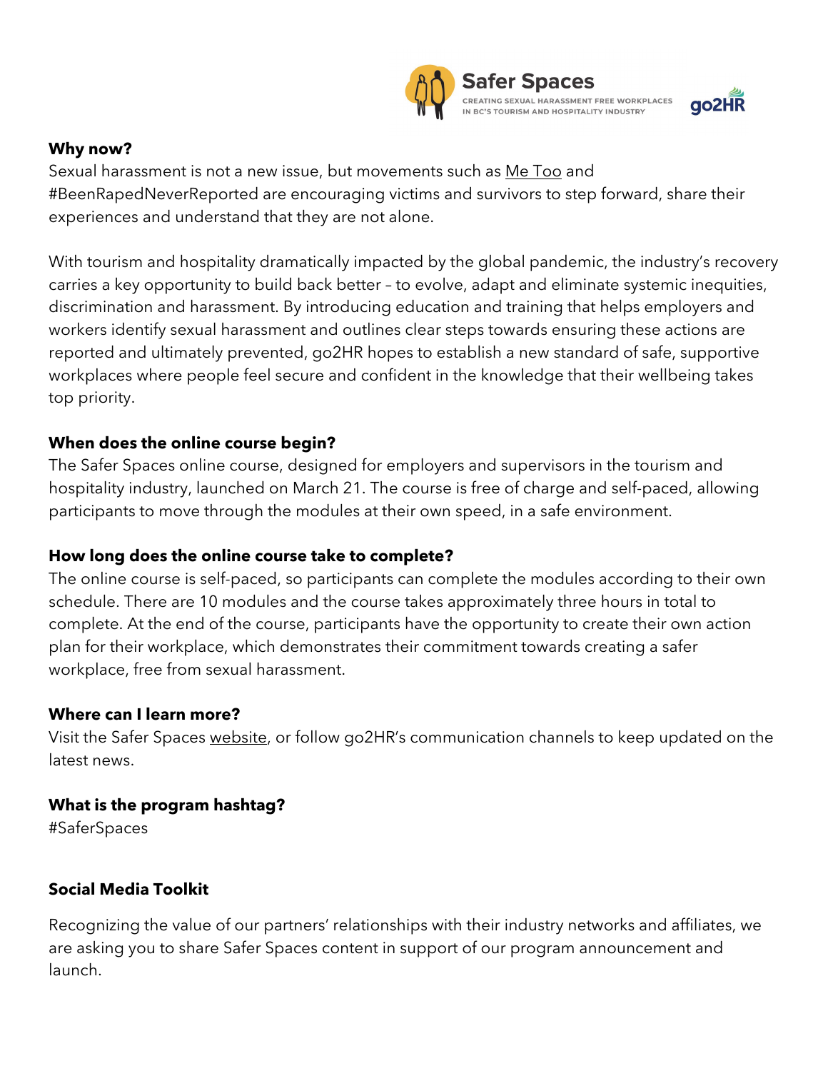**Why now?**

Sexual harassment is not a new issue, but movements such as Me Too and #BeenRapedNeverReported are encouraging victims and survivors to step forward, share their experiences and understand that they are not alone.

With tourism and hospitality dramatically impacted by the global pandemic, the industry's recovery carries a key opportunity to build back better – to evolve, adapt and eliminate systemic inequities, discrimination and harassment. By introducing education and training that helps employers and workers identify sexual harassment and outlines clear steps towards ensuring these actions are reported and ultimately prevented, go2HR hopes to establish a new standard of safe, supportive workplaces where people feel secure and confident in the knowledge that their wellbeing takes top priority.

**When does the online course begin?**

The Safer Spaces online course, designed for employers and supervisors in the tourism and hospitality industry, launched on March 21. The course is free of charge and self-paced, allowing participants to move through the modules at their own speed, in a safe environment.

**How long does the online course take to complete?**

The online course is self-paced, so participants can complete the modules according to their own schedule. There are 10 modules and the course takes approximately three hours in total to complete. At the end of the course, participants have the opportunity to create their own action plan for their workplace, which demonstrates their commitment towards creating a safer workplace, free from sexual harassment.

**Where can I learn more?**

Visit the Safer Spaces website, or follow go2HR's communication channels to keep updated on the latest news.

**What is the program hashtag?**

#SaferSpaces

**Social Media Toolkit**

Recognizing the value of our partners' relationships with their industry networks and affiliates, we are asking you to share Safer Spaces content in support of our program announcement and launch.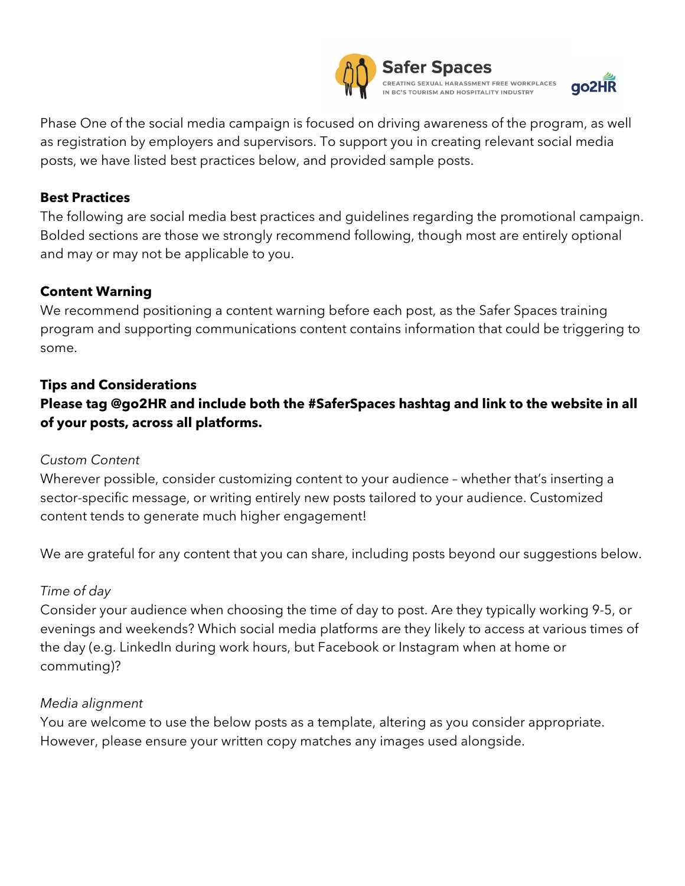Phase One of the social media campaign is focused on driving awareness of the program, as well as registration by employers and supervisors. To support you in creating relevant social media posts, we have listed best practices below, and provided sample posts.

## Best Practices

The following are social media best practices and guidelines regarding the promotional campaign. Bolded sections are those we strongly recommend following, though most are entirely optional and may or may not be applicable to you.

## Content Warning

We recommend positioning a content warning before each post, as the Safer Spaces training program and supporting communications content contains information that could be triggering to some.

## Tips and Considerations

**Please tag @go2HR and include both the #SaferSpaces hashtag and link to the website in all of your posts, across all platforms.**

*Custom Content*

Wherever possible, consider customizing content to your audience – whether that's inserting a sector-specific message, or writing entirely new posts tailored to your audience. Customized content tends to generate much higher engagement!

We are grateful for any content that you can share, including posts beyond our suggestions below.

*Time of day*

Consider your audience when choosing the time of day to post. Are they typically working 9-5, or evenings and weekends? Which social media platforms are they likely to access at various times of the day (e.g. LinkedIn during work hours, but Facebook or Instagram when at home or commuting)?

*Media alignment*

You are welcome to use the below posts as a template, altering as you consider appropriate. However, please ensure your written copy matches any images used alongside.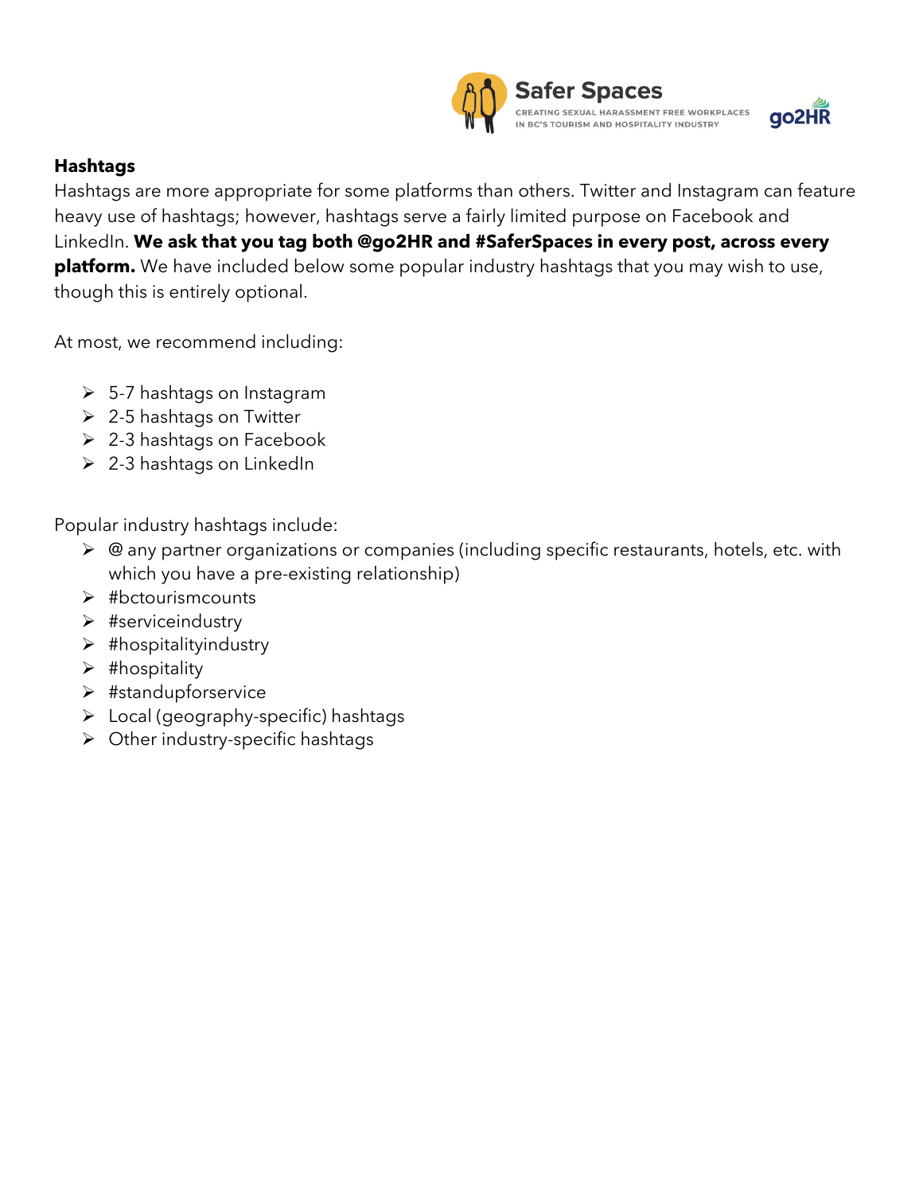## Hashtags

Hashtags are more appropriate for some platforms than others. Twitter and Instagram can feature heavy use of hashtags; however, hashtags serve a fairly limited purpose on Facebook and LinkedIn. **We ask that you tag both @go2HR and #SaferSpaces in every post, across every platform.** We have included below some popular industry hashtags that you may wish to use, though this is entirely optional.

At most, we recommend including:

- 5-7 hashtags on Instagram
- 2-5 hashtags on Twitter
- 2-3 hashtags on Facebook
- 2-3 hashtags on LinkedIn

Popular industry hashtags include:

- @ any partner organizations or companies (including specific restaurants, hotels, etc. with which you have a pre-existing relationship)
- #bctourismcounts
- #serviceindustry
- #hospitalityindustry
- #hospitality
- #standupforservice
- Local (geography-specific) hashtags
- Other industry-specific hashtags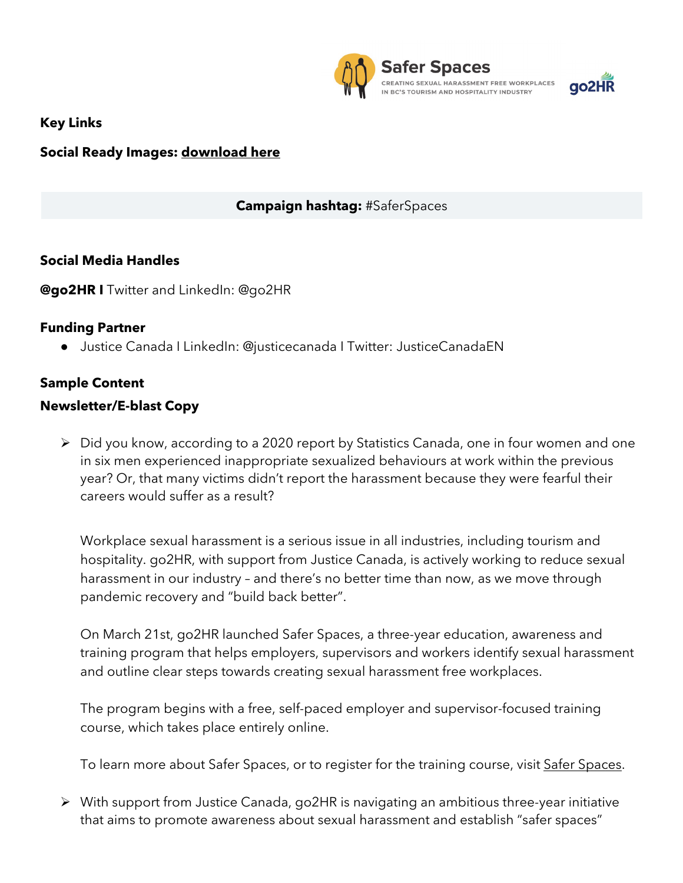**Key Links**

**Social Ready Images: download here**

**Campaign hashtag:** #SaferSpaces

**Social Media Handles**

**@go2HR I** Twitter and LinkedIn: @go2HR

**Funding Partner**

- Justice Canada I LinkedIn: @justicecanada I Twitter: JusticeCanadaEN

**Sample Content**

**Newsletter/E-blast Copy**

- Did you know, according to a 2020 report by Statistics Canada, one in four women and one in six men experienced inappropriate sexualized behaviours at work within the previous year? Or, that many victims didn't report the harassment because they were fearful their careers would suffer as a result?

  Workplace sexual harassment is a serious issue in all industries, including tourism and hospitality. go2HR, with support from Justice Canada, is actively working to reduce sexual harassment in our industry – and there's no better time than now, as we move through pandemic recovery and "build back better".

  On March 21st, go2HR launched Safer Spaces, a three-year education, awareness and training program that helps employers, supervisors and workers identify sexual harassment and outline clear steps towards creating sexual harassment free workplaces.

  The program begins with a free, self-paced employer and supervisor-focused training course, which takes place entirely online.

  To learn more about Safer Spaces, or to register for the training course, visit Safer Spaces.

- With support from Justice Canada, go2HR is navigating an ambitious three-year initiative that aims to promote awareness about sexual harassment and establish "safer spaces"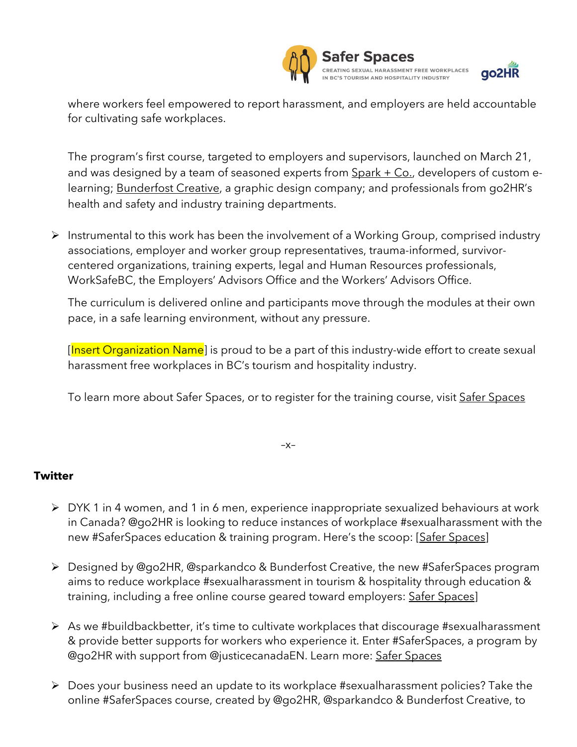where workers feel empowered to report harassment, and employers are held accountable for cultivating safe workplaces.

The program's first course, targeted to employers and supervisors, launched on March 21, and was designed by a team of seasoned experts from Spark + Co., developers of custom e-learning; Bunderfost Creative, a graphic design company; and professionals from go2HR's health and safety and industry training departments.

- Instrumental to this work has been the involvement of a Working Group, comprised industry associations, employer and worker group representatives, trauma-informed, survivor-centered organizations, training experts, legal and Human Resources professionals, WorkSafeBC, the Employers' Advisors Office and the Workers' Advisors Office.

The curriculum is delivered online and participants move through the modules at their own pace, in a safe learning environment, without any pressure.

[Insert Organization Name] is proud to be a part of this industry-wide effort to create sexual harassment free workplaces in BC's tourism and hospitality industry.

To learn more about Safer Spaces, or to register for the training course, visit Safer Spaces

–x–

**Twitter**

- DYK 1 in 4 women, and 1 in 6 men, experience inappropriate sexualized behaviours at work in Canada? @go2HR is looking to reduce instances of workplace #sexualharassment with the new #SaferSpaces education & training program. Here's the scoop: [Safer Spaces]

- Designed by @go2HR, @sparkandco & Bunderfost Creative, the new #SaferSpaces program aims to reduce workplace #sexualharassment in tourism & hospitality through education & training, including a free online course geared toward employers: Safer Spaces]

- As we #buildbackbetter, it's time to cultivate workplaces that discourage #sexualharassment & provide better supports for workers who experience it. Enter #SaferSpaces, a program by @go2HR with support from @justicecanadaEN. Learn more: Safer Spaces

- Does your business need an update to its workplace #sexualharassment policies? Take the online #SaferSpaces course, created by @go2HR, @sparkandco & Bunderfost Creative, to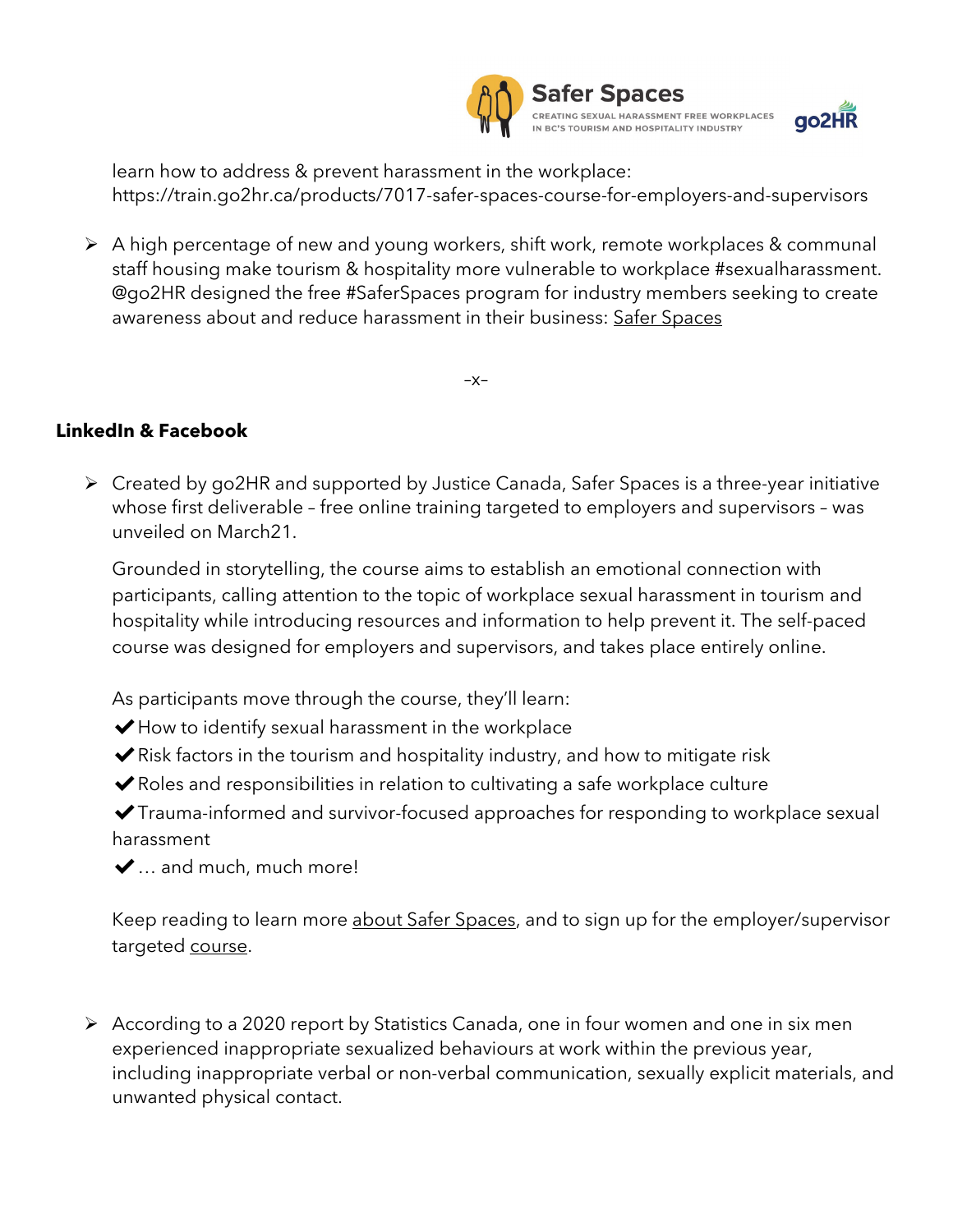learn how to address & prevent harassment in the workplace: https://train.go2hr.ca/products/7017-safer-spaces-course-for-employers-and-supervisors

- A high percentage of new and young workers, shift work, remote workplaces & communal staff housing make tourism & hospitality more vulnerable to workplace #sexualharassment. @go2HR designed the free #SaferSpaces program for industry members seeking to create awareness about and reduce harassment in their business: Safer Spaces

–x–

**LinkedIn & Facebook**

- Created by go2HR and supported by Justice Canada, Safer Spaces is a three-year initiative whose first deliverable – free online training targeted to employers and supervisors – was unveiled on March21.

  Grounded in storytelling, the course aims to establish an emotional connection with participants, calling attention to the topic of workplace sexual harassment in tourism and hospitality while introducing resources and information to help prevent it. The self-paced course was designed for employers and supervisors, and takes place entirely online.

  As participants move through the course, they'll learn:
  ✔ How to identify sexual harassment in the workplace
  ✔ Risk factors in the tourism and hospitality industry, and how to mitigate risk
  ✔ Roles and responsibilities in relation to cultivating a safe workplace culture
  ✔ Trauma-informed and survivor-focused approaches for responding to workplace sexual harassment
  ✔ … and much, much more!

  Keep reading to learn more about Safer Spaces, and to sign up for the employer/supervisor targeted course.

- According to a 2020 report by Statistics Canada, one in four women and one in six men experienced inappropriate sexualized behaviours at work within the previous year, including inappropriate verbal or non-verbal communication, sexually explicit materials, and unwanted physical contact.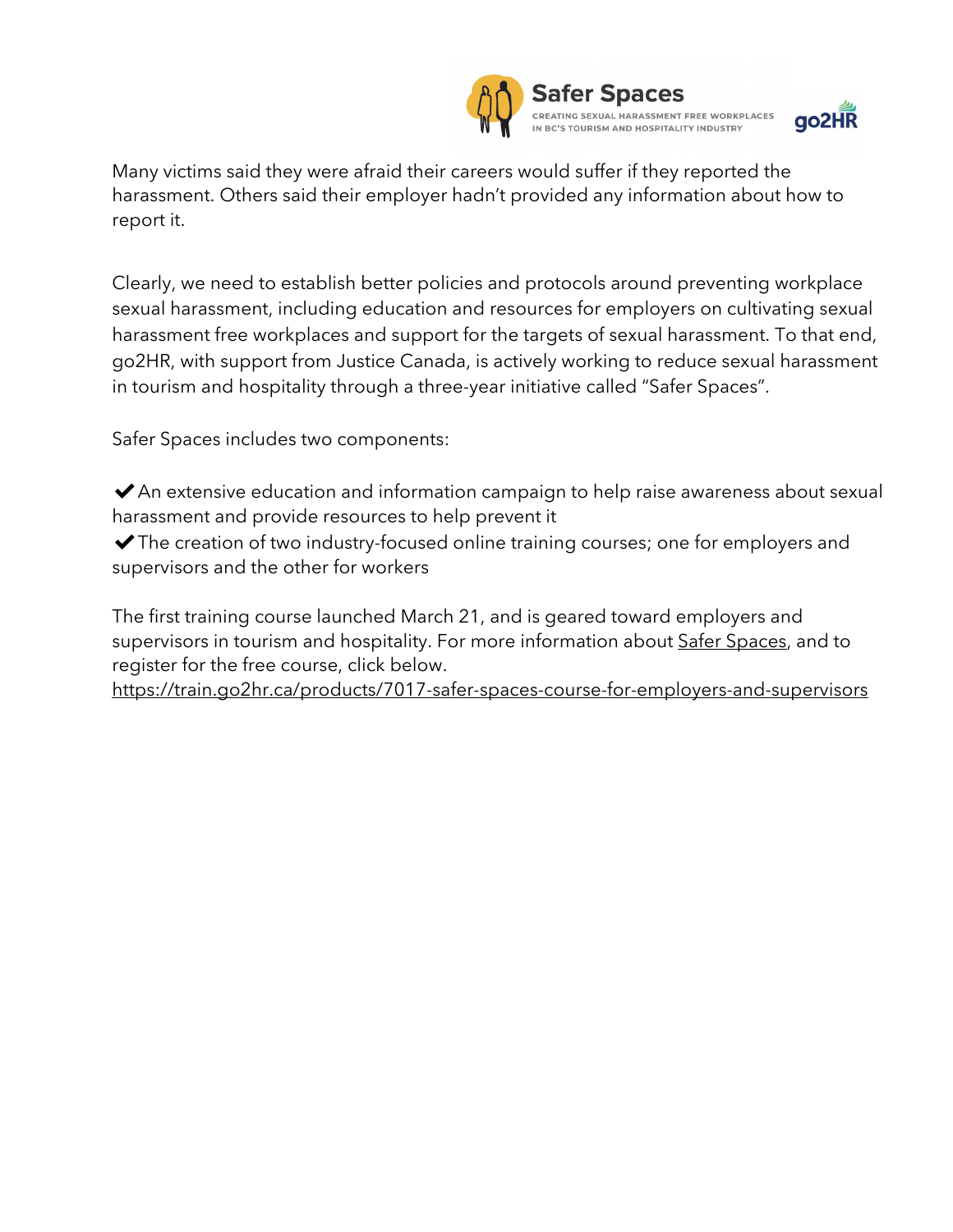Many victims said they were afraid their careers would suffer if they reported the harassment. Others said their employer hadn't provided any information about how to report it.

Clearly, we need to establish better policies and protocols around preventing workplace sexual harassment, including education and resources for employers on cultivating sexual harassment free workplaces and support for the targets of sexual harassment. To that end, go2HR, with support from Justice Canada, is actively working to reduce sexual harassment in tourism and hospitality through a three-year initiative called "Safer Spaces".

Safer Spaces includes two components:

✔ An extensive education and information campaign to help raise awareness about sexual harassment and provide resources to help prevent it

✔ The creation of two industry-focused online training courses; one for employers and supervisors and the other for workers

The first training course launched March 21, and is geared toward employers and supervisors in tourism and hospitality. For more information about Safer Spaces, and to register for the free course, click below.
https://train.go2hr.ca/products/7017-safer-spaces-course-for-employers-and-supervisors